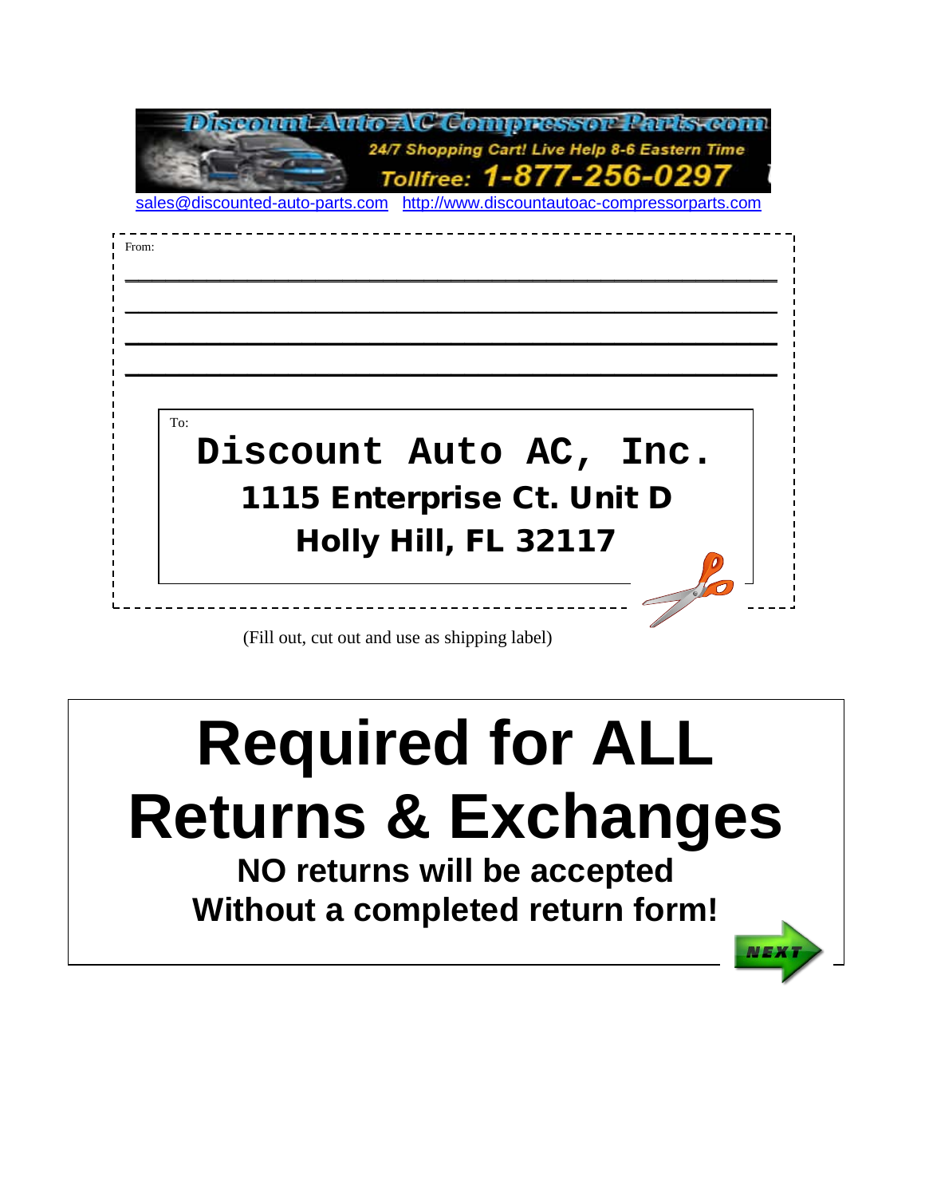**Discount Auto AC Compressor Parts.com**

24/7 Shopping Cart! Live Help 8-6 Eastern Time

Tollfree: 1-877-256-0297

sales@discounted-auto-parts.com http://www.discountautoac-compressorparts.com

From:

\_\_\_\_\_\_\_\_\_\_\_\_\_\_\_\_\_\_\_\_\_\_\_\_\_\_\_\_\_\_\_\_\_\_\_\_\_\_\_\_\_\_\_\_\_\_\_\_\_\_\_\_

\_\_\_\_\_\_\_\_\_\_\_\_\_\_\_\_\_\_\_\_\_\_\_\_\_\_\_\_\_\_\_\_\_\_\_\_\_\_\_\_\_\_\_\_\_\_\_\_\_\_\_\_

\_\_\_\_\_\_\_\_\_\_\_\_\_\_\_\_\_\_\_\_\_\_\_\_\_\_\_\_\_\_\_\_\_\_\_\_\_\_\_\_\_\_\_\_\_\_\_\_\_\_\_\_

\_\_\_\_\_\_\_\_\_\_\_\_\_\_\_\_\_\_\_\_\_\_\_\_\_\_\_\_\_\_\_\_\_\_\_\_\_\_\_\_\_\_\_\_\_\_\_\_\_\_\_\_

To:

**Discount Auto AC, Inc.**
**1115 Enterprise Ct. Unit D**
**Holly Hill, FL 32117**

(Fill out, cut out and use as shipping label)

# Required for ALL Returns & Exchanges

**NO returns will be accepted**
**Without a completed return form!**

NEXT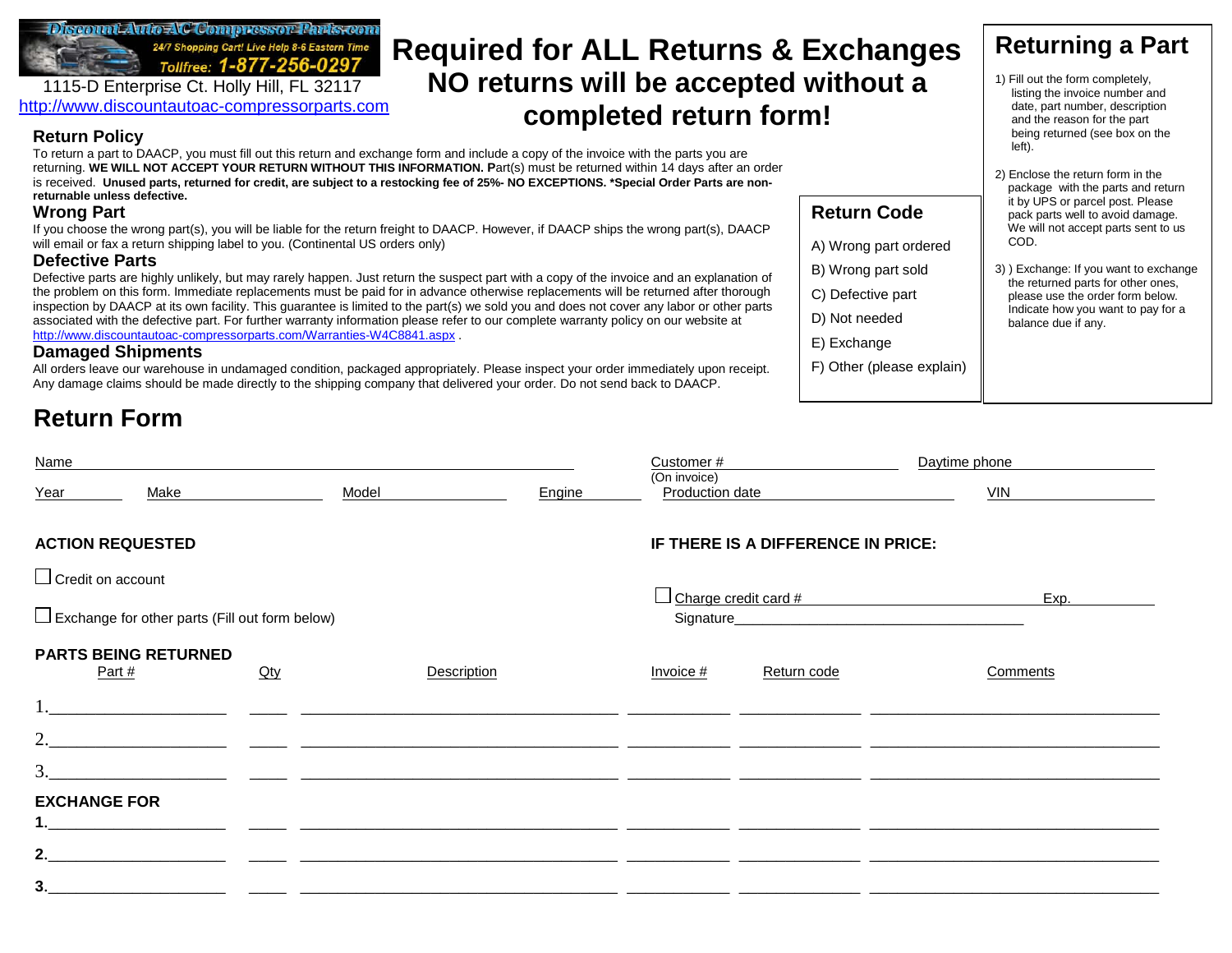Discount Auto AC Compressor Parts.com
24/7 Shopping Cart! Live Help 8-6 Eastern Time
Tollfree: 1-877-256-0297

1115-D Enterprise Ct. Holly Hill, FL 32117
http://www.discountautoac-compressorparts.com

# Required for ALL Returns & Exchanges
## NO returns will be accepted without a completed return form!

## Returning a Part

1) Fill out the form completely, listing the invoice number and date, part number, description and the reason for the part being returned (see box on the left).

2) Enclose the return form in the package with the parts and return it by UPS or parcel post. Please pack parts well to avoid damage. We will not accept parts sent to us COD.

3) ) Exchange: If you want to exchange the returned parts for other ones, please use the order form below. Indicate how you want to pay for a balance due if any.

### Return Policy

To return a part to DAACP, you must fill out this return and exchange form and include a copy of the invoice with the parts you are returning. **WE WILL NOT ACCEPT YOUR RETURN WITHOUT THIS INFORMATION. P**art(s) must be returned within 14 days after an order is received. **Unused parts, returned for credit, are subject to a restocking fee of 25%- NO EXCEPTIONS. *Special Order Parts are non-returnable unless defective.**

### Wrong Part

If you choose the wrong part(s), you will be liable for the return freight to DAACP. However, if DAACP ships the wrong part(s), DAACP will email or fax a return shipping label to you. (Continental US orders only)

### Defective Parts

Defective parts are highly unlikely, but may rarely happen. Just return the suspect part with a copy of the invoice and an explanation of the problem on this form. Immediate replacements must be paid for in advance otherwise replacements will be returned after thorough inspection by DAACP at its own facility. This guarantee is limited to the part(s) we sold you and does not cover any labor or other parts associated with the defective part. For further warranty information please refer to our complete warranty policy on our website at http://www.discountautoac-compressorparts.com/Warranties-W4C8841.aspx .

### Damaged Shipments

All orders leave our warehouse in undamaged condition, packaged appropriately. Please inspect your order immediately upon receipt. Any damage claims should be made directly to the shipping company that delivered your order. Do not send back to DAACP.

### Return Code

A) Wrong part ordered
B) Wrong part sold
C) Defective part
D) Not needed
E) Exchange
F) Other (please explain)

## Return Form

Name ____________________ Customer # (On invoice) ____________ Daytime phone ____________

Year ______ Make ____________ Model ____________ Engine ________ Production date ____________ VIN ____________

**ACTION REQUESTED**

☐ Credit on account

☐ Exchange for other parts (Fill out form below)

**IF THERE IS A DIFFERENCE IN PRICE:**

☐ Charge credit card # ______________________ Exp. ________

Signature______________________________

**PARTS BEING RETURNED**

| Part # | Qty | Description | Invoice # | Return code | Comments |
|---|---|---|---|---|---|
| 1.____ | | | | | |
| 2.____ | | | | | |
| 3.____ | | | | | |

**EXCHANGE FOR**

| Part # | Qty | Description | Invoice # | Return code | Comments |
|---|---|---|---|---|---|
| **1.**____ | | | | | |
| **2.**____ | | | | | |
| **3.**____ | | | | | |